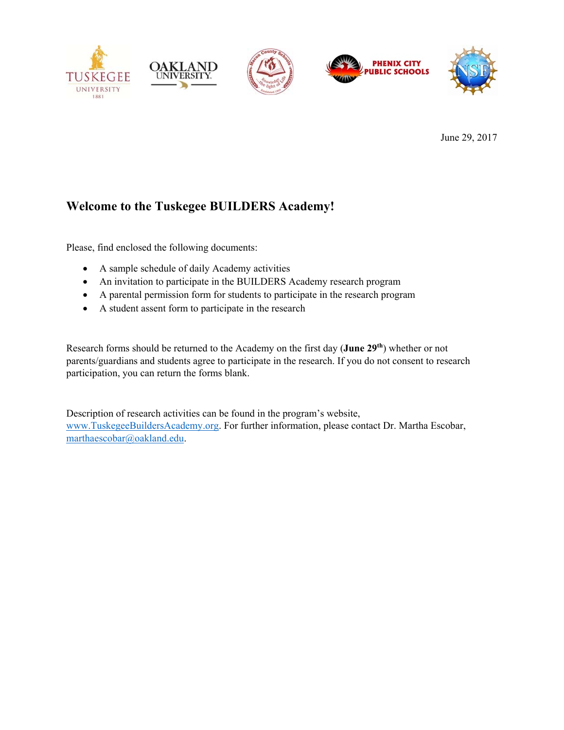June 29, 2017

## Welcome to the Tuskegee BUILDERS Academy!

Please, find enclosed the following documents:

- A sample schedule of daily Academy activities
- An invitation to participate in the BUILDERS Academy research program
- A parental permission form for students to participate in the research program
- A student assent form to participate in the research

Research forms should be returned to the Academy on the first day (**June 29th**) whether or not parents/guardians and students agree to participate in the research. If you do not consent to research participation, you can return the forms blank.

Description of research activities can be found in the program's website, www.TuskegeeBuildersAcademy.org. For further information, please contact Dr. Martha Escobar, marthaescobar@oakland.edu.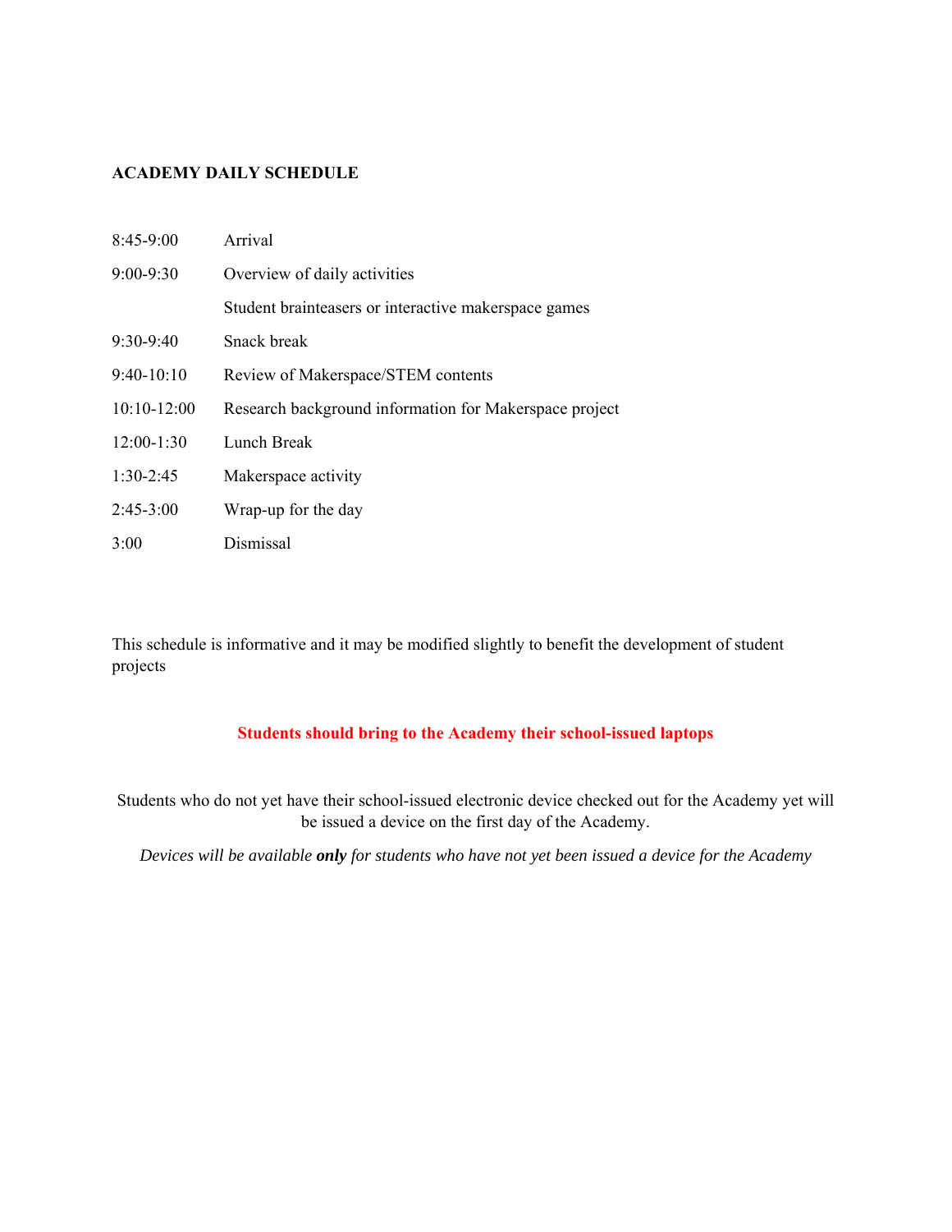## ACADEMY DAILY SCHEDULE

| | |
|---|---|
| 8:45-9:00 | Arrival |
| 9:00-9:30 | Overview of daily activities |
| | Student brainteasers or interactive makerspace games |
| 9:30-9:40 | Snack break |
| 9:40-10:10 | Review of Makerspace/STEM contents |
| 10:10-12:00 | Research background information for Makerspace project |
| 12:00-1:30 | Lunch Break |
| 1:30-2:45 | Makerspace activity |
| 2:45-3:00 | Wrap-up for the day |
| 3:00 | Dismissal |

This schedule is informative and it may be modified slightly to benefit the development of student projects

**Students should bring to the Academy their school-issued laptops**

Students who do not yet have their school-issued electronic device checked out for the Academy yet will be issued a device on the first day of the Academy.

*Devices will be available **only** for students who have not yet been issued a device for the Academy*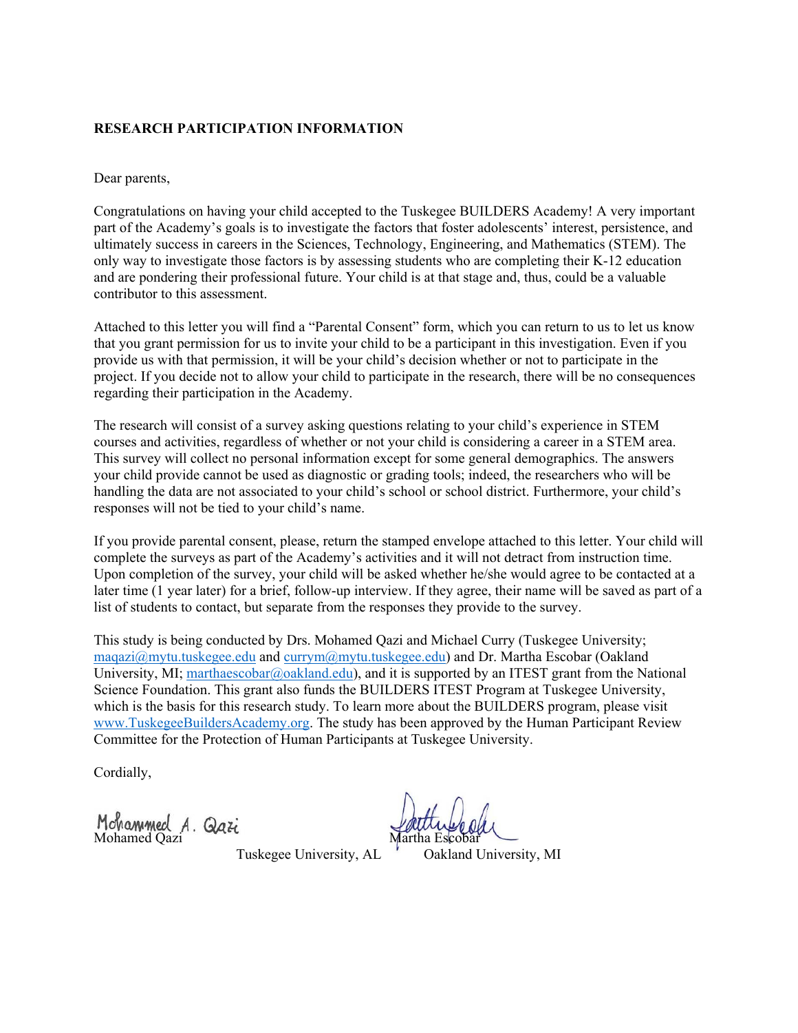**RESEARCH PARTICIPATION INFORMATION**

Dear parents,

Congratulations on having your child accepted to the Tuskegee BUILDERS Academy! A very important part of the Academy's goals is to investigate the factors that foster adolescents' interest, persistence, and ultimately success in careers in the Sciences, Technology, Engineering, and Mathematics (STEM). The only way to investigate those factors is by assessing students who are completing their K-12 education and are pondering their professional future. Your child is at that stage and, thus, could be a valuable contributor to this assessment.

Attached to this letter you will find a "Parental Consent" form, which you can return to us to let us know that you grant permission for us to invite your child to be a participant in this investigation. Even if you provide us with that permission, it will be your child's decision whether or not to participate in the project. If you decide not to allow your child to participate in the research, there will be no consequences regarding their participation in the Academy.

The research will consist of a survey asking questions relating to your child's experience in STEM courses and activities, regardless of whether or not your child is considering a career in a STEM area. This survey will collect no personal information except for some general demographics. The answers your child provide cannot be used as diagnostic or grading tools; indeed, the researchers who will be handling the data are not associated to your child's school or school district. Furthermore, your child's responses will not be tied to your child's name.

If you provide parental consent, please, return the stamped envelope attached to this letter. Your child will complete the surveys as part of the Academy's activities and it will not detract from instruction time. Upon completion of the survey, your child will be asked whether he/she would agree to be contacted at a later time (1 year later) for a brief, follow-up interview. If they agree, their name will be saved as part of a list of students to contact, but separate from the responses they provide to the survey.

This study is being conducted by Drs. Mohamed Qazi and Michael Curry (Tuskegee University; maqazi@mytu.tuskegee.edu and currym@mytu.tuskegee.edu) and Dr. Martha Escobar (Oakland University, MI; marthaescobar@oakland.edu), and it is supported by an ITEST grant from the National Science Foundation. This grant also funds the BUILDERS ITEST Program at Tuskegee University, which is the basis for this research study. To learn more about the BUILDERS program, please visit www.TuskegeeBuildersAcademy.org. The study has been approved by the Human Participant Review Committee for the Protection of Human Participants at Tuskegee University.

Cordially,

Mohammed A. Qazi
Mohamed Qazi
Tuskegee University, AL

Martha Escobar
Oakland University, MI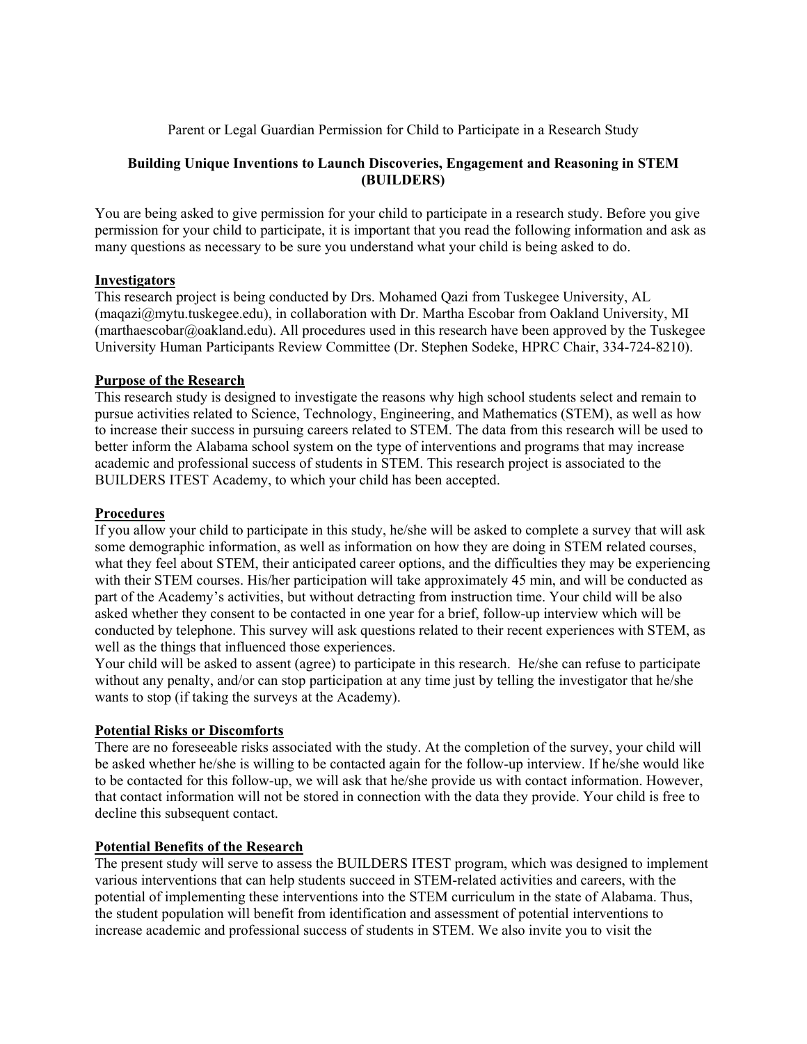Parent or Legal Guardian Permission for Child to Participate in a Research Study

**Building Unique Inventions to Launch Discoveries, Engagement and Reasoning in STEM (BUILDERS)**

You are being asked to give permission for your child to participate in a research study. Before you give permission for your child to participate, it is important that you read the following information and ask as many questions as necessary to be sure you understand what your child is being asked to do.

**Investigators**

This research project is being conducted by Drs. Mohamed Qazi from Tuskegee University, AL (maqazi@mytu.tuskegee.edu), in collaboration with Dr. Martha Escobar from Oakland University, MI (marthaescobar@oakland.edu). All procedures used in this research have been approved by the Tuskegee University Human Participants Review Committee (Dr. Stephen Sodeke, HPRC Chair, 334-724-8210).

**Purpose of the Research**

This research study is designed to investigate the reasons why high school students select and remain to pursue activities related to Science, Technology, Engineering, and Mathematics (STEM), as well as how to increase their success in pursuing careers related to STEM. The data from this research will be used to better inform the Alabama school system on the type of interventions and programs that may increase academic and professional success of students in STEM. This research project is associated to the BUILDERS ITEST Academy, to which your child has been accepted.

**Procedures**

If you allow your child to participate in this study, he/she will be asked to complete a survey that will ask some demographic information, as well as information on how they are doing in STEM related courses, what they feel about STEM, their anticipated career options, and the difficulties they may be experiencing with their STEM courses. His/her participation will take approximately 45 min, and will be conducted as part of the Academy's activities, but without detracting from instruction time. Your child will be also asked whether they consent to be contacted in one year for a brief, follow-up interview which will be conducted by telephone. This survey will ask questions related to their recent experiences with STEM, as well as the things that influenced those experiences.

Your child will be asked to assent (agree) to participate in this research. He/she can refuse to participate without any penalty, and/or can stop participation at any time just by telling the investigator that he/she wants to stop (if taking the surveys at the Academy).

**Potential Risks or Discomforts**

There are no foreseeable risks associated with the study. At the completion of the survey, your child will be asked whether he/she is willing to be contacted again for the follow-up interview. If he/she would like to be contacted for this follow-up, we will ask that he/she provide us with contact information. However, that contact information will not be stored in connection with the data they provide. Your child is free to decline this subsequent contact.

**Potential Benefits of the Research**

The present study will serve to assess the BUILDERS ITEST program, which was designed to implement various interventions that can help students succeed in STEM-related activities and careers, with the potential of implementing these interventions into the STEM curriculum in the state of Alabama. Thus, the student population will benefit from identification and assessment of potential interventions to increase academic and professional success of students in STEM. We also invite you to visit the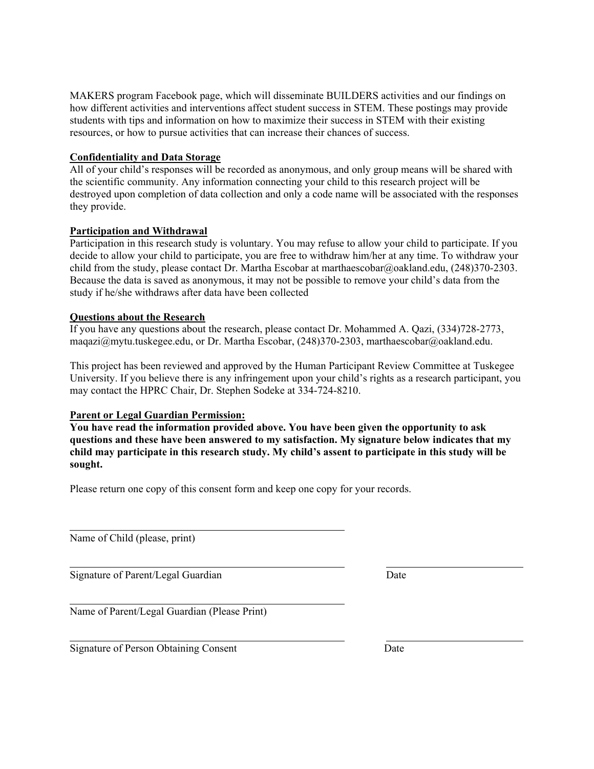MAKERS program Facebook page, which will disseminate BUILDERS activities and our findings on how different activities and interventions affect student success in STEM. These postings may provide students with tips and information on how to maximize their success in STEM with their existing resources, or how to pursue activities that can increase their chances of success.

**Confidentiality and Data Storage**

All of your child's responses will be recorded as anonymous, and only group means will be shared with the scientific community. Any information connecting your child to this research project will be destroyed upon completion of data collection and only a code name will be associated with the responses they provide.

**Participation and Withdrawal**

Participation in this research study is voluntary. You may refuse to allow your child to participate. If you decide to allow your child to participate, you are free to withdraw him/her at any time. To withdraw your child from the study, please contact Dr. Martha Escobar at marthaescobar@oakland.edu, (248)370-2303. Because the data is saved as anonymous, it may not be possible to remove your child's data from the study if he/she withdraws after data have been collected

**Questions about the Research**

If you have any questions about the research, please contact Dr. Mohammed A. Qazi, (334)728-2773, maqazi@mytu.tuskegee.edu, or Dr. Martha Escobar, (248)370-2303, marthaescobar@oakland.edu.

This project has been reviewed and approved by the Human Participant Review Committee at Tuskegee University. If you believe there is any infringement upon your child's rights as a research participant, you may contact the HPRC Chair, Dr. Stephen Sodeke at 334-724-8210.

**Parent or Legal Guardian Permission:**

**You have read the information provided above. You have been given the opportunity to ask questions and these have been answered to my satisfaction. My signature below indicates that my child may participate in this research study. My child's assent to participate in this study will be sought.**

Please return one copy of this consent form and keep one copy for your records.

\_\_\_\_\_\_\_\_\_\_\_\_\_\_\_\_\_\_\_\_\_\_\_\_\_\_\_\_\_\_\_\_\_\_\_\_\_\_\_\_\_\_\_\_

Name of Child (please, print)

\_\_\_\_\_\_\_\_\_\_\_\_\_\_\_\_\_\_\_\_\_\_\_\_\_\_\_\_\_\_\_\_\_\_\_\_\_\_\_\_\_\_\_\_ \_\_\_\_\_\_\_\_\_\_\_\_\_\_\_\_\_\_\_\_\_\_

Signature of Parent/Legal Guardian Date

\_\_\_\_\_\_\_\_\_\_\_\_\_\_\_\_\_\_\_\_\_\_\_\_\_\_\_\_\_\_\_\_\_\_\_\_\_\_\_\_\_\_\_\_

Name of Parent/Legal Guardian (Please Print)

\_\_\_\_\_\_\_\_\_\_\_\_\_\_\_\_\_\_\_\_\_\_\_\_\_\_\_\_\_\_\_\_\_\_\_\_\_\_\_\_\_\_\_\_ \_\_\_\_\_\_\_\_\_\_\_\_\_\_\_\_\_\_\_\_\_\_

Signature of Person Obtaining Consent Date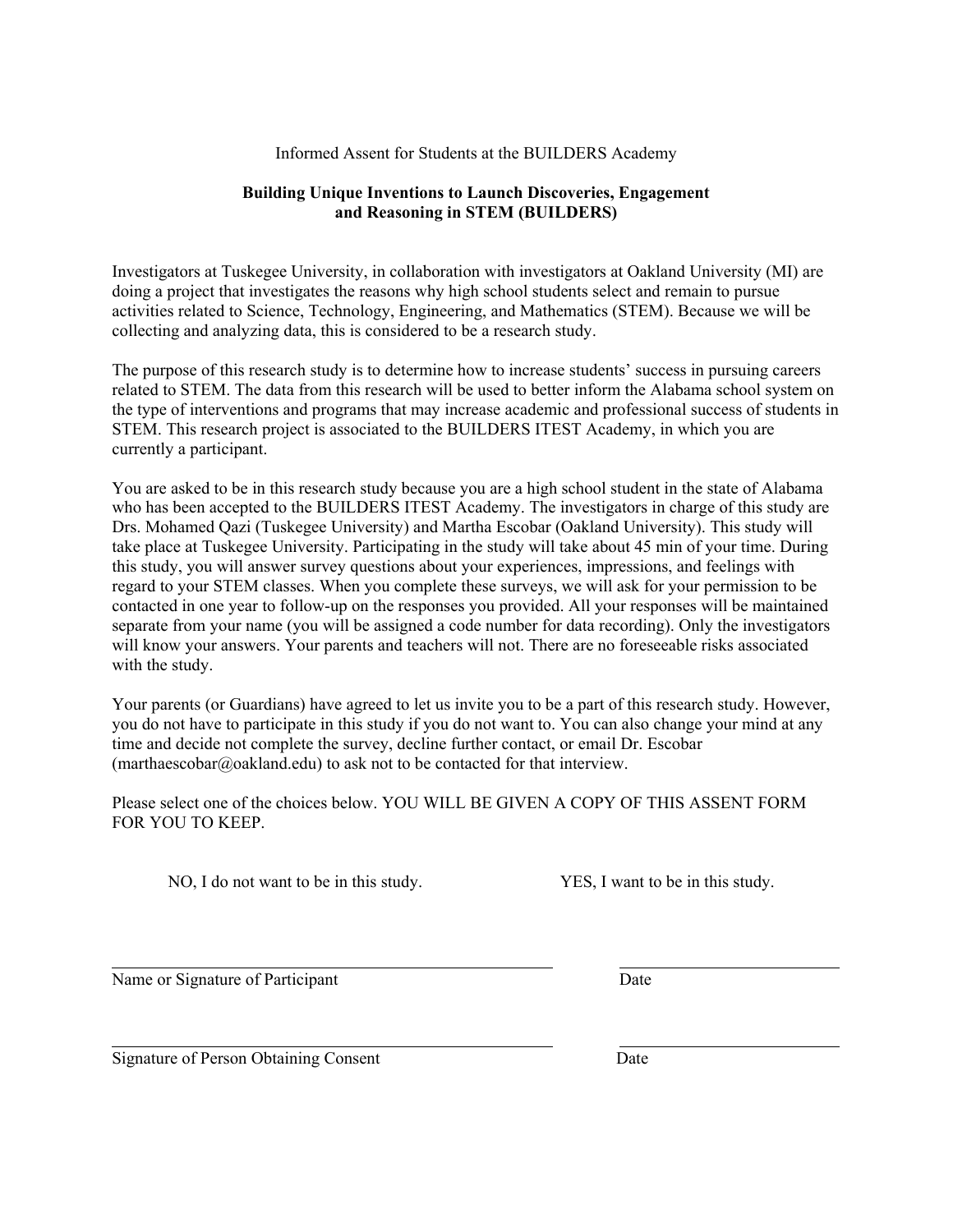Informed Assent for Students at the BUILDERS Academy

**Building Unique Inventions to Launch Discoveries, Engagement and Reasoning in STEM (BUILDERS)**

Investigators at Tuskegee University, in collaboration with investigators at Oakland University (MI) are doing a project that investigates the reasons why high school students select and remain to pursue activities related to Science, Technology, Engineering, and Mathematics (STEM). Because we will be collecting and analyzing data, this is considered to be a research study.

The purpose of this research study is to determine how to increase students' success in pursuing careers related to STEM. The data from this research will be used to better inform the Alabama school system on the type of interventions and programs that may increase academic and professional success of students in STEM. This research project is associated to the BUILDERS ITEST Academy, in which you are currently a participant.

You are asked to be in this research study because you are a high school student in the state of Alabama who has been accepted to the BUILDERS ITEST Academy. The investigators in charge of this study are Drs. Mohamed Qazi (Tuskegee University) and Martha Escobar (Oakland University). This study will take place at Tuskegee University. Participating in the study will take about 45 min of your time. During this study, you will answer survey questions about your experiences, impressions, and feelings with regard to your STEM classes. When you complete these surveys, we will ask for your permission to be contacted in one year to follow-up on the responses you provided. All your responses will be maintained separate from your name (you will be assigned a code number for data recording). Only the investigators will know your answers. Your parents and teachers will not. There are no foreseeable risks associated with the study.

Your parents (or Guardians) have agreed to let us invite you to be a part of this research study. However, you do not have to participate in this study if you do not want to. You can also change your mind at any time and decide not complete the survey, decline further contact, or email Dr. Escobar (marthaescobar@oakland.edu) to ask not to be contacted for that interview.

Please select one of the choices below. YOU WILL BE GIVEN A COPY OF THIS ASSENT FORM FOR YOU TO KEEP.

NO, I do not want to be in this study.

YES, I want to be in this study.

Name or Signature of Participant

Date

Signature of Person Obtaining Consent

Date